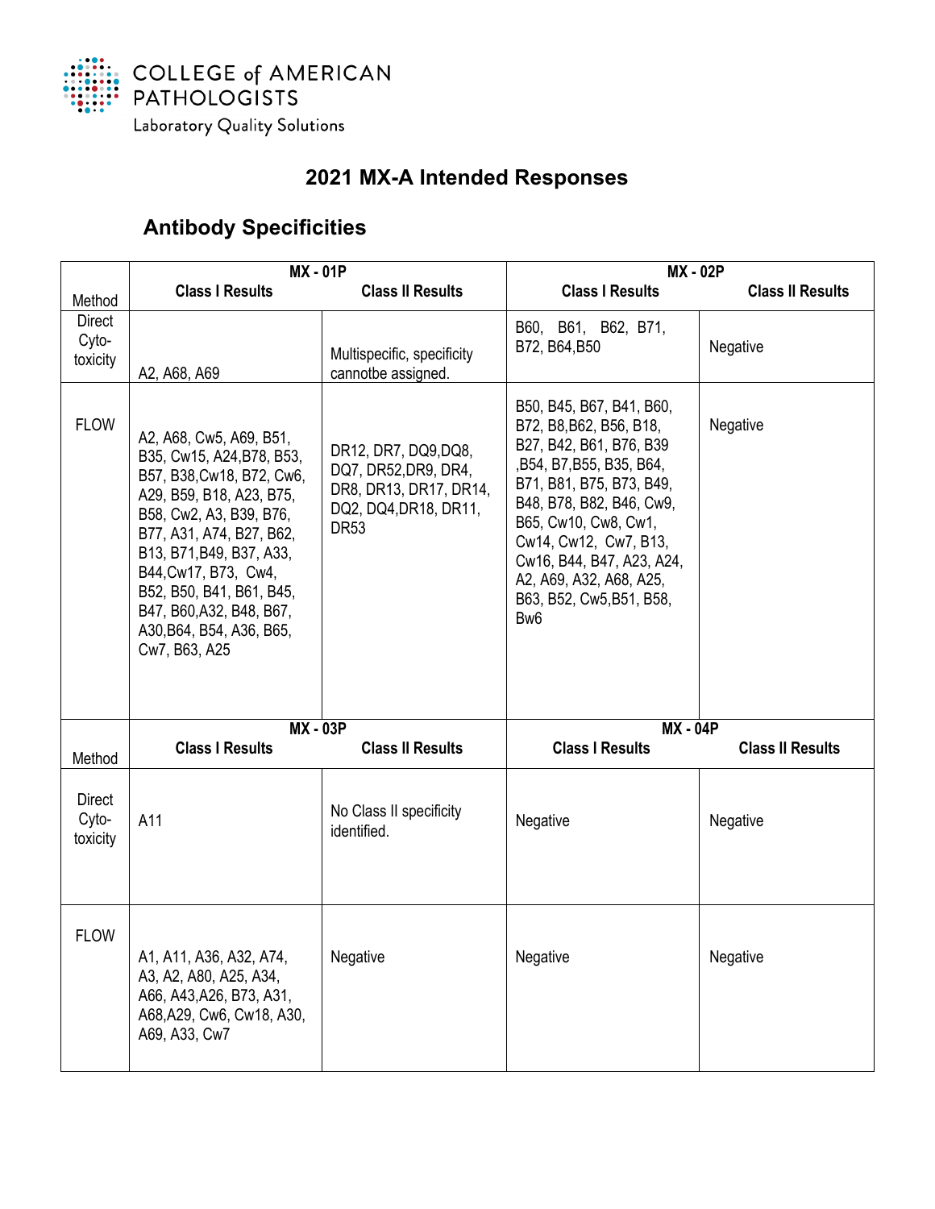COLLEGE of AMERICAN PATHOLOGISTS

Laboratory Quality Solutions

# 2021 MX-A Intended Responses

## Antibody Specificities

| Method | MX - 01P | | MX - 02P | |
|---|---|---|---|---|
| | Class I Results | Class II Results | Class I Results | Class II Results |
| Direct Cyto-toxicity | A2, A68, A69 | Multispecific, specificity cannotbe assigned. | B60, B61, B62, B71, B72, B64,B50 | Negative |
| FLOW | A2, A68, Cw5, A69, B51, B35, Cw15, A24,B78, B53, B57, B38,Cw18, B72, Cw6, A29, B59, B18, A23, B75, B58, Cw2, A3, B39, B76, B77, A31, A74, B27, B62, B13, B71,B49, B37, A33, B44,Cw17, B73, Cw4, B52, B50, B41, B61, B45, B47, B60,A32, B48, B67, A30,B64, B54, A36, B65, Cw7, B63, A25 | DR12, DR7, DQ9,DQ8, DQ7, DR52,DR9, DR4, DR8, DR13, DR17, DR14, DQ2, DQ4,DR18, DR11, DR53 | B50, B45, B67, B41, B60, B72, B8,B62, B56, B18, B27, B42, B61, B76, B39 ,B54, B7,B55, B35, B64, B71, B81, B75, B73, B49, B48, B78, B82, B46, Cw9, B65, Cw10, Cw8, Cw1, Cw14, Cw12, Cw7, B13, Cw16, B44, B47, A23, A24, A2, A69, A32, A68, A25, B63, B52, Cw5,B51, B58, Bw6 | Negative |
| Method | MX - 03P | | MX - 04P | |
| | Class I Results | Class II Results | Class I Results | Class II Results |
| Direct Cyto-toxicity | A11 | No Class II specificity identified. | Negative | Negative |
| FLOW | A1, A11, A36, A32, A74, A3, A2, A80, A25, A34, A66, A43,A26, B73, A31, A68,A29, Cw6, Cw18, A30, A69, A33, Cw7 | Negative | Negative | Negative |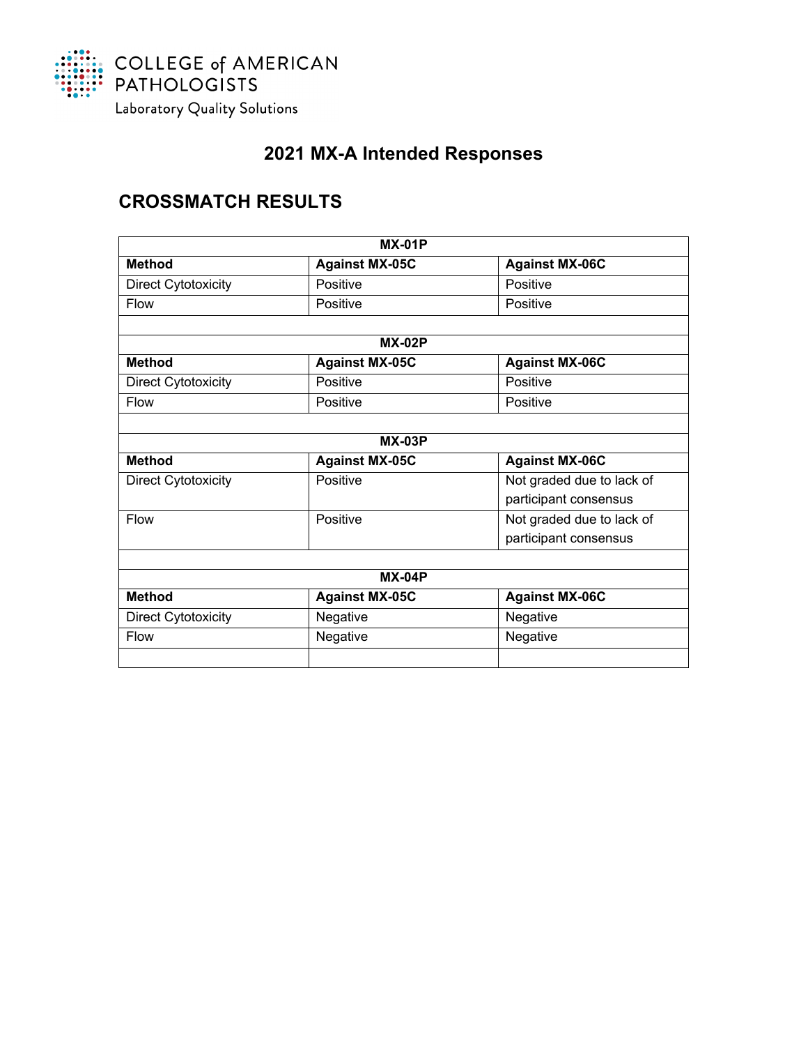COLLEGE of AMERICAN PATHOLOGISTS
Laboratory Quality Solutions

# 2021 MX-A Intended Responses

## CROSSMATCH RESULTS

| MX-01P | | |
|---|---|---|
| **Method** | **Against MX-05C** | **Against MX-06C** |
| Direct Cytotoxicity | Positive | Positive |
| Flow | Positive | Positive |
| | | |
| **MX-02P** | | |
| **Method** | **Against MX-05C** | **Against MX-06C** |
| Direct Cytotoxicity | Positive | Positive |
| Flow | Positive | Positive |
| | | |
| **MX-03P** | | |
| **Method** | **Against MX-05C** | **Against MX-06C** |
| Direct Cytotoxicity | Positive | Not graded due to lack of participant consensus |
| Flow | Positive | Not graded due to lack of participant consensus |
| | | |
| **MX-04P** | | |
| **Method** | **Against MX-05C** | **Against MX-06C** |
| Direct Cytotoxicity | Negative | Negative |
| Flow | Negative | Negative |
| | | |